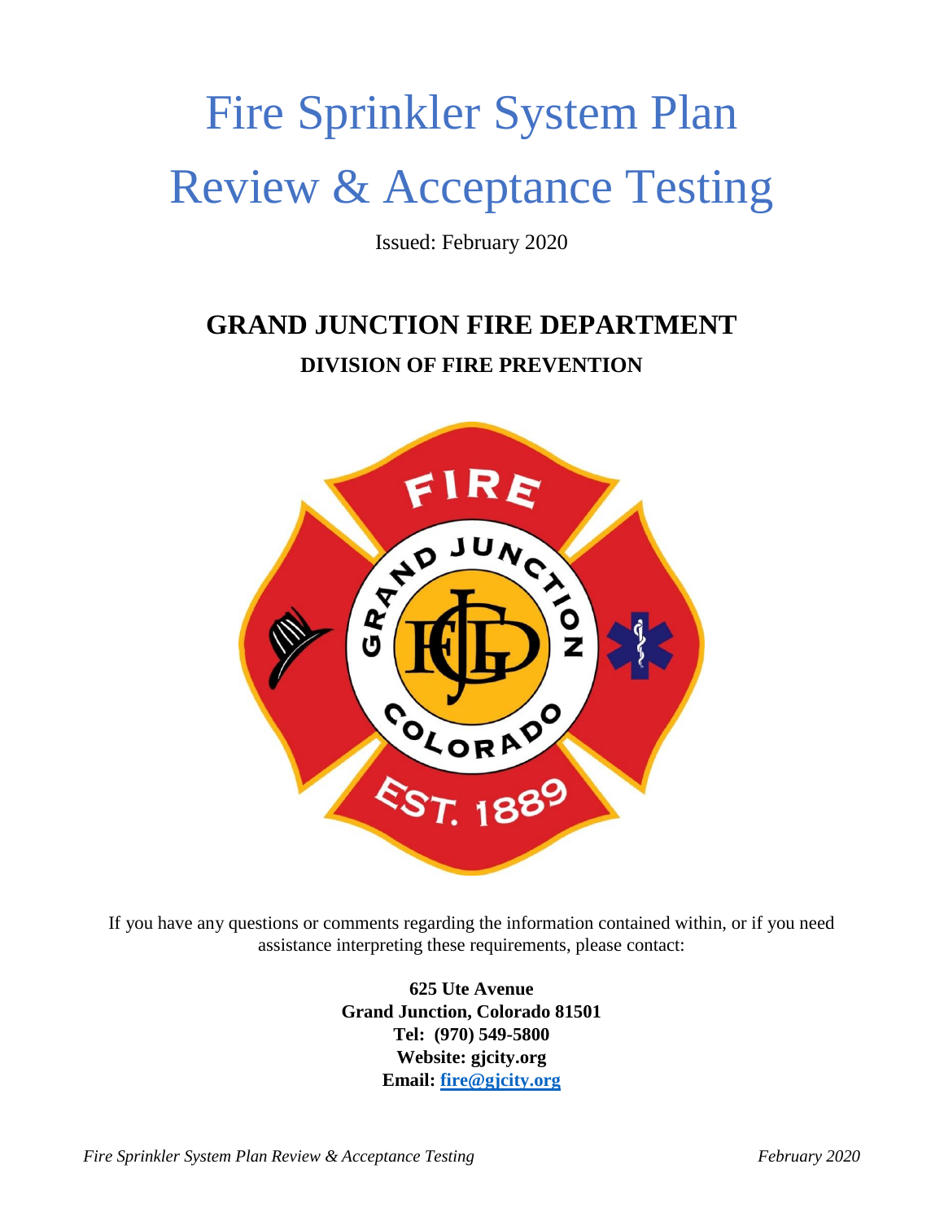# Fire Sprinkler System Plan Review & Acceptance Testing

Issued: February 2020

## GRAND JUNCTION FIRE DEPARTMENT

### DIVISION OF FIRE PREVENTION

If you have any questions or comments regarding the information contained within, or if you need assistance interpreting these requirements, please contact:

**625 Ute Avenue**
**Grand Junction, Colorado 81501**
**Tel: (970) 549-5800**
**Website: gjcity.org**
**Email: fire@gjcity.org**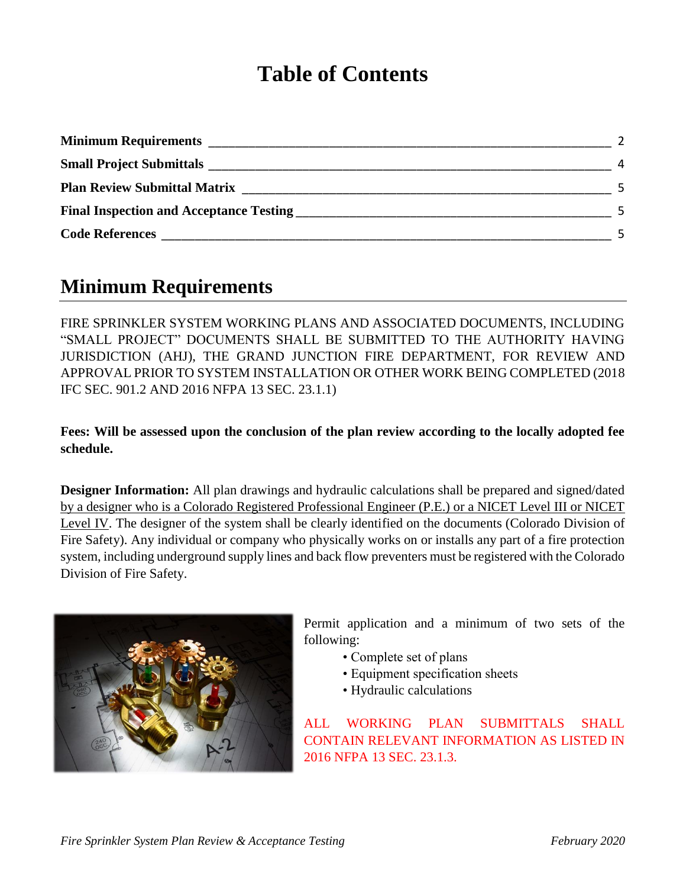# Table of Contents

| | |
|---|---|
| **Minimum Requirements** | 2 |
| **Small Project Submittals** | 4 |
| **Plan Review Submittal Matrix** | 5 |
| **Final Inspection and Acceptance Testing** | 5 |
| **Code References** | 5 |

## Minimum Requirements

FIRE SPRINKLER SYSTEM WORKING PLANS AND ASSOCIATED DOCUMENTS, INCLUDING "SMALL PROJECT" DOCUMENTS SHALL BE SUBMITTED TO THE AUTHORITY HAVING JURISDICTION (AHJ), THE GRAND JUNCTION FIRE DEPARTMENT, FOR REVIEW AND APPROVAL PRIOR TO SYSTEM INSTALLATION OR OTHER WORK BEING COMPLETED (2018 IFC SEC. 901.2 AND 2016 NFPA 13 SEC. 23.1.1)

**Fees: Will be assessed upon the conclusion of the plan review according to the locally adopted fee schedule.**

**Designer Information:** All plan drawings and hydraulic calculations shall be prepared and signed/dated by a designer who is a Colorado Registered Professional Engineer (P.E.) or a NICET Level III or NICET Level IV. The designer of the system shall be clearly identified on the documents (Colorado Division of Fire Safety). Any individual or company who physically works on or installs any part of a fire protection system, including underground supply lines and back flow preventers must be registered with the Colorado Division of Fire Safety.

Permit application and a minimum of two sets of the following:

- Complete set of plans
- Equipment specification sheets
- Hydraulic calculations

ALL WORKING PLAN SUBMITTALS SHALL CONTAIN RELEVANT INFORMATION AS LISTED IN 2016 NFPA 13 SEC. 23.1.3.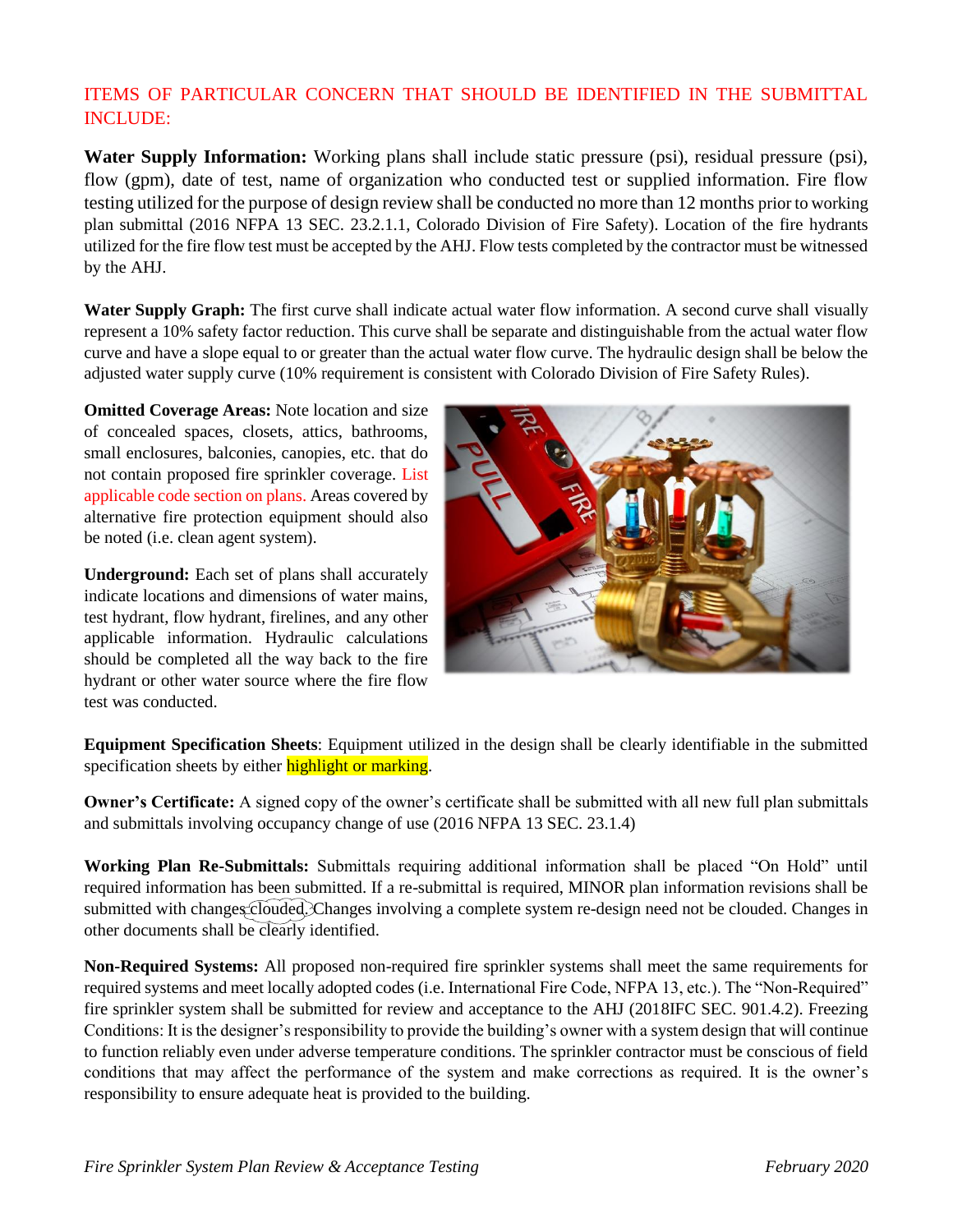## ITEMS OF PARTICULAR CONCERN THAT SHOULD BE IDENTIFIED IN THE SUBMITTAL INCLUDE:

**Water Supply Information:** Working plans shall include static pressure (psi), residual pressure (psi), flow (gpm), date of test, name of organization who conducted test or supplied information. Fire flow testing utilized for the purpose of design review shall be conducted no more than 12 months prior to working plan submittal (2016 NFPA 13 SEC. 23.2.1.1, Colorado Division of Fire Safety). Location of the fire hydrants utilized for the fire flow test must be accepted by the AHJ. Flow tests completed by the contractor must be witnessed by the AHJ.

**Water Supply Graph:** The first curve shall indicate actual water flow information. A second curve shall visually represent a 10% safety factor reduction. This curve shall be separate and distinguishable from the actual water flow curve and have a slope equal to or greater than the actual water flow curve. The hydraulic design shall be below the adjusted water supply curve (10% requirement is consistent with Colorado Division of Fire Safety Rules).

**Omitted Coverage Areas:** Note location and size of concealed spaces, closets, attics, bathrooms, small enclosures, balconies, canopies, etc. that do not contain proposed fire sprinkler coverage. List applicable code section on plans. Areas covered by alternative fire protection equipment should also be noted (i.e. clean agent system).

**Underground:** Each set of plans shall accurately indicate locations and dimensions of water mains, test hydrant, flow hydrant, firelines, and any other applicable information. Hydraulic calculations should be completed all the way back to the fire hydrant or other water source where the fire flow test was conducted.

**Equipment Specification Sheets**: Equipment utilized in the design shall be clearly identifiable in the submitted specification sheets by either highlight or marking.

**Owner's Certificate:** A signed copy of the owner's certificate shall be submitted with all new full plan submittals and submittals involving occupancy change of use (2016 NFPA 13 SEC. 23.1.4)

**Working Plan Re-Submittals:** Submittals requiring additional information shall be placed "On Hold" until required information has been submitted. If a re-submittal is required, MINOR plan information revisions shall be submitted with changes clouded. Changes involving a complete system re-design need not be clouded. Changes in other documents shall be clearly identified.

**Non-Required Systems:** All proposed non-required fire sprinkler systems shall meet the same requirements for required systems and meet locally adopted codes (i.e. International Fire Code, NFPA 13, etc.). The "Non-Required" fire sprinkler system shall be submitted for review and acceptance to the AHJ (2018IFC SEC. 901.4.2). Freezing Conditions: It is the designer's responsibility to provide the building's owner with a system design that will continue to function reliably even under adverse temperature conditions. The sprinkler contractor must be conscious of field conditions that may affect the performance of the system and make corrections as required. It is the owner's responsibility to ensure adequate heat is provided to the building.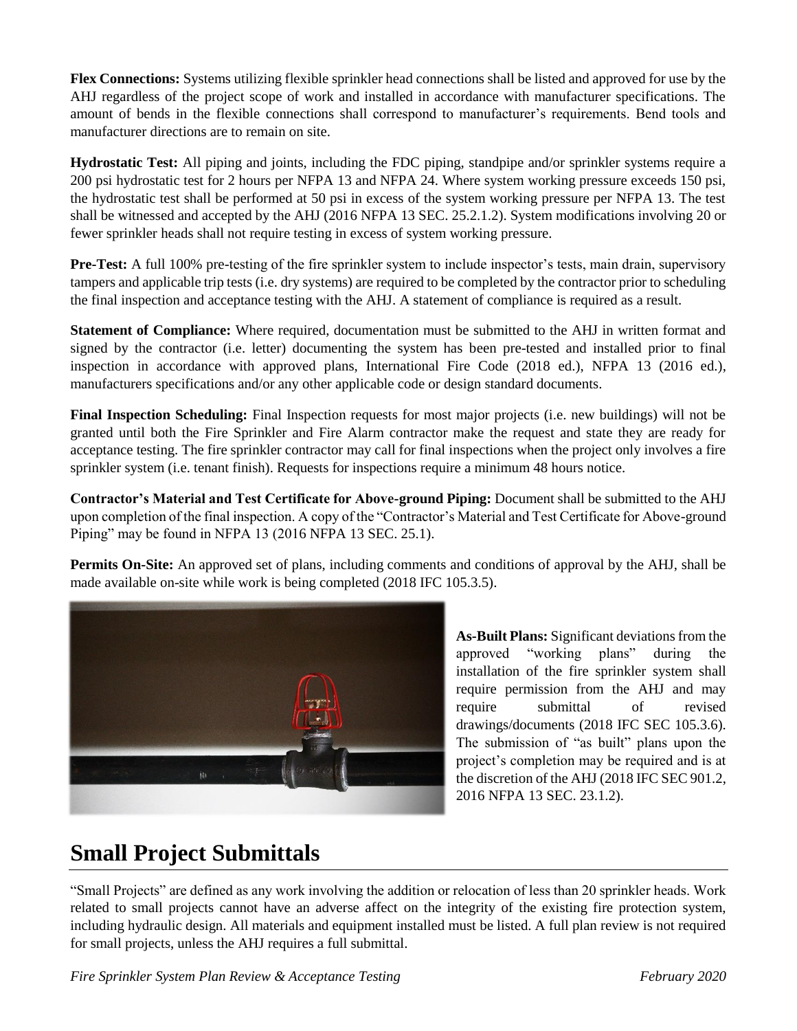**Flex Connections:** Systems utilizing flexible sprinkler head connections shall be listed and approved for use by the AHJ regardless of the project scope of work and installed in accordance with manufacturer specifications. The amount of bends in the flexible connections shall correspond to manufacturer's requirements. Bend tools and manufacturer directions are to remain on site.

**Hydrostatic Test:** All piping and joints, including the FDC piping, standpipe and/or sprinkler systems require a 200 psi hydrostatic test for 2 hours per NFPA 13 and NFPA 24. Where system working pressure exceeds 150 psi, the hydrostatic test shall be performed at 50 psi in excess of the system working pressure per NFPA 13. The test shall be witnessed and accepted by the AHJ (2016 NFPA 13 SEC. 25.2.1.2). System modifications involving 20 or fewer sprinkler heads shall not require testing in excess of system working pressure.

**Pre-Test:** A full 100% pre-testing of the fire sprinkler system to include inspector's tests, main drain, supervisory tampers and applicable trip tests (i.e. dry systems) are required to be completed by the contractor prior to scheduling the final inspection and acceptance testing with the AHJ. A statement of compliance is required as a result.

**Statement of Compliance:** Where required, documentation must be submitted to the AHJ in written format and signed by the contractor (i.e. letter) documenting the system has been pre-tested and installed prior to final inspection in accordance with approved plans, International Fire Code (2018 ed.), NFPA 13 (2016 ed.), manufacturers specifications and/or any other applicable code or design standard documents.

**Final Inspection Scheduling:** Final Inspection requests for most major projects (i.e. new buildings) will not be granted until both the Fire Sprinkler and Fire Alarm contractor make the request and state they are ready for acceptance testing. The fire sprinkler contractor may call for final inspections when the project only involves a fire sprinkler system (i.e. tenant finish). Requests for inspections require a minimum 48 hours notice.

**Contractor's Material and Test Certificate for Above-ground Piping:** Document shall be submitted to the AHJ upon completion of the final inspection. A copy of the "Contractor's Material and Test Certificate for Above-ground Piping" may be found in NFPA 13 (2016 NFPA 13 SEC. 25.1).

**Permits On-Site:** An approved set of plans, including comments and conditions of approval by the AHJ, shall be made available on-site while work is being completed (2018 IFC 105.3.5).

**As-Built Plans:** Significant deviations from the approved "working plans" during the installation of the fire sprinkler system shall require permission from the AHJ and may require submittal of revised drawings/documents (2018 IFC SEC 105.3.6). The submission of "as built" plans upon the project's completion may be required and is at the discretion of the AHJ (2018 IFC SEC 901.2, 2016 NFPA 13 SEC. 23.1.2).

## Small Project Submittals

"Small Projects" are defined as any work involving the addition or relocation of less than 20 sprinkler heads. Work related to small projects cannot have an adverse affect on the integrity of the existing fire protection system, including hydraulic design. All materials and equipment installed must be listed. A full plan review is not required for small projects, unless the AHJ requires a full submittal.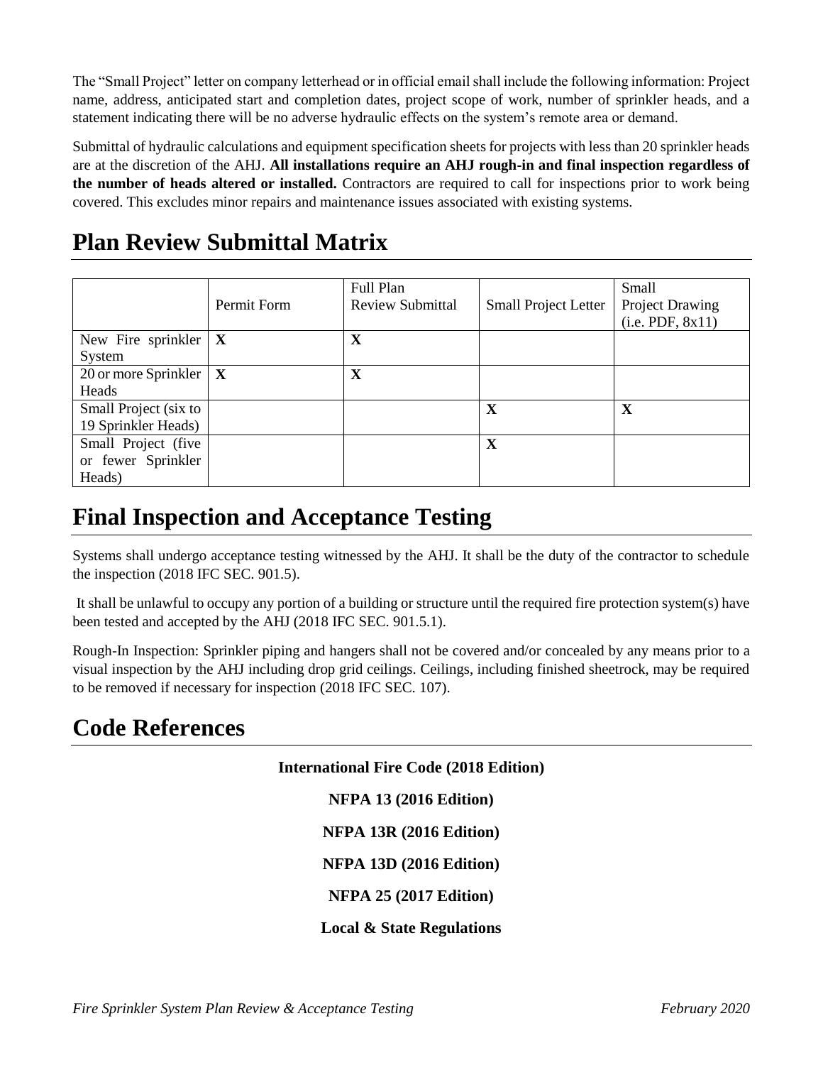The “Small Project” letter on company letterhead or in official email shall include the following information: Project name, address, anticipated start and completion dates, project scope of work, number of sprinkler heads, and a statement indicating there will be no adverse hydraulic effects on the system’s remote area or demand.

Submittal of hydraulic calculations and equipment specification sheets for projects with less than 20 sprinkler heads are at the discretion of the AHJ. **All installations require an AHJ rough-in and final inspection regardless of the number of heads altered or installed.** Contractors are required to call for inspections prior to work being covered. This excludes minor repairs and maintenance issues associated with existing systems.

# Plan Review Submittal Matrix

| | Permit Form | Full Plan Review Submittal | Small Project Letter | Small Project Drawing (i.e. PDF, 8x11) |
|---|---|---|---|---|
| New Fire sprinkler System | **X** | **X** | | |
| 20 or more Sprinkler Heads | **X** | **X** | | |
| Small Project (six to 19 Sprinkler Heads) | | | **X** | **X** |
| Small Project (five or fewer Sprinkler Heads) | | | **X** | |

# Final Inspection and Acceptance Testing

Systems shall undergo acceptance testing witnessed by the AHJ. It shall be the duty of the contractor to schedule the inspection (2018 IFC SEC. 901.5).

It shall be unlawful to occupy any portion of a building or structure until the required fire protection system(s) have been tested and accepted by the AHJ (2018 IFC SEC. 901.5.1).

Rough-In Inspection: Sprinkler piping and hangers shall not be covered and/or concealed by any means prior to a visual inspection by the AHJ including drop grid ceilings. Ceilings, including finished sheetrock, may be required to be removed if necessary for inspection (2018 IFC SEC. 107).

# Code References

**International Fire Code (2018 Edition)**

**NFPA 13 (2016 Edition)**

**NFPA 13R (2016 Edition)**

**NFPA 13D (2016 Edition)**

**NFPA 25 (2017 Edition)**

**Local & State Regulations**